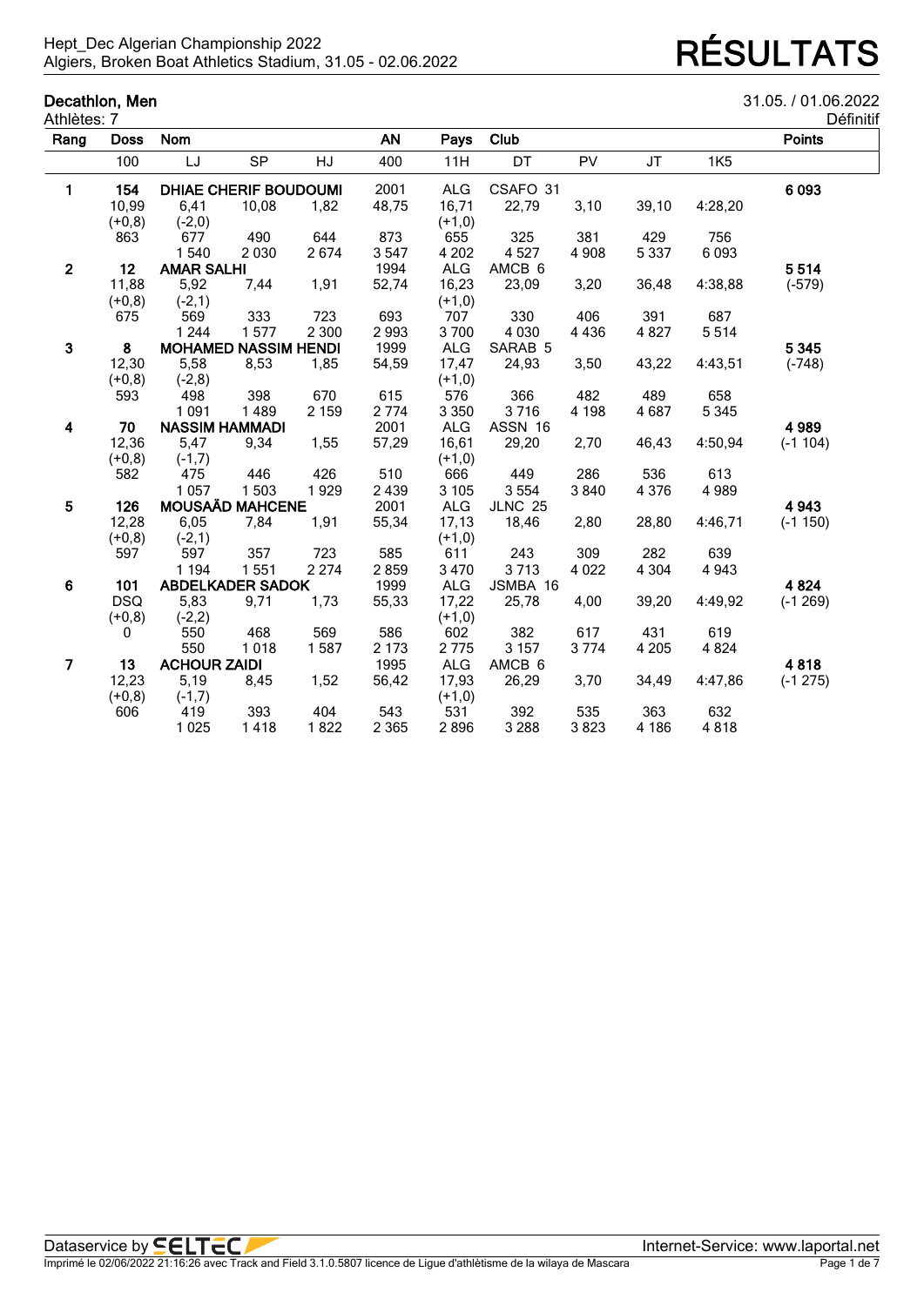Hept_Dec Algerian Championship 2022
Algiers, Broken Boat Athletics Stadium, 31.05 - 02.06.2022

# RÉSULTATS

## Decathlon, Men

31.05. / 01.06.2022

Athlètes: 7

Définitif

| Rang | Doss | Nom | | | AN | Pays | Club | | | | Points |
|---|---|---|---|---|---|---|---|---|---|---|---|
| | 100 | LJ | SP | HJ | 400 | 11H | DT | PV | JT | 1K5 | |
| 1 | 154 | DHIAE CHERIF BOUDOUMI | | | 2001 | ALG | CSAFO 31 | | | | 6 093 |
| | 10,99 (+0,8) | 6,41 (-2,0) | 10,08 | 1,82 | 48,75 | 16,71 (+1,0) | 22,79 | 3,10 | 39,10 | 4:28,20 | |
| | 863 | 677 | 490 | 644 | 873 | 655 | 325 | 381 | 429 | 756 | |
| | | 1 540 | 2 030 | 2 674 | 3 547 | 4 202 | 4 527 | 4 908 | 5 337 | 6 093 | |
| 2 | 12 | AMAR SALHI | | | 1994 | ALG | AMCB 6 | | | | 5 514 (-579) |
| | 11,88 (+0,8) | 5,92 (-2,1) | 7,44 | 1,91 | 52,74 | 16,23 (+1,0) | 23,09 | 3,20 | 36,48 | 4:38,88 | |
| | 675 | 569 | 333 | 723 | 693 | 707 | 330 | 406 | 391 | 687 | |
| | | 1 244 | 1 577 | 2 300 | 2 993 | 3 700 | 4 030 | 4 436 | 4 827 | 5 514 | |
| 3 | 8 | MOHAMED NASSIM HENDI | | | 1999 | ALG | SARAB 5 | | | | 5 345 (-748) |
| | 12,30 (+0,8) | 5,58 (-2,8) | 8,53 | 1,85 | 54,59 | 17,47 (+1,0) | 24,93 | 3,50 | 43,22 | 4:43,51 | |
| | 593 | 498 | 398 | 670 | 615 | 576 | 366 | 482 | 489 | 658 | |
| | | 1 091 | 1 489 | 2 159 | 2 774 | 3 350 | 3 716 | 4 198 | 4 687 | 5 345 | |
| 4 | 70 | NASSIM HAMMADI | | | 2001 | ALG | ASSN 16 | | | | 4 989 (-1 104) |
| | 12,36 (+0,8) | 5,47 (-1,7) | 9,34 | 1,55 | 57,29 | 16,61 (+1,0) | 29,20 | 2,70 | 46,43 | 4:50,94 | |
| | 582 | 475 | 446 | 426 | 510 | 666 | 449 | 286 | 536 | 613 | |
| | | 1 057 | 1 503 | 1 929 | 2 439 | 3 105 | 3 554 | 3 840 | 4 376 | 4 989 | |
| 5 | 126 | MOUSAÄD MAHCENE | | | 2001 | ALG | JLNC 25 | | | | 4 943 (-1 150) |
| | 12,28 (+0,8) | 6,05 (-2,1) | 7,84 | 1,91 | 55,34 | 17,13 (+1,0) | 18,46 | 2,80 | 28,80 | 4:46,71 | |
| | 597 | 597 | 357 | 723 | 585 | 611 | 243 | 309 | 282 | 639 | |
| | | 1 194 | 1 551 | 2 274 | 2 859 | 3 470 | 3 713 | 4 022 | 4 304 | 4 943 | |
| 6 | 101 | ABDELKADER SADOK | | | 1999 | ALG | JSMBA 16 | | | | 4 824 (-1 269) |
| | DSQ (+0,8) | 5,83 (-2,2) | 9,71 | 1,73 | 55,33 | 17,22 (+1,0) | 25,78 | 4,00 | 39,20 | 4:49,92 | |
| | 0 | 550 | 468 | 569 | 586 | 602 | 382 | 617 | 431 | 619 | |
| | | 550 | 1 018 | 1 587 | 2 173 | 2 775 | 3 157 | 3 774 | 4 205 | 4 824 | |
| 7 | 13 | ACHOUR ZAIDI | | | 1995 | ALG | AMCB 6 | | | | 4 818 (-1 275) |
| | 12,23 (+0,8) | 5,19 (-1,7) | 8,45 | 1,52 | 56,42 | 17,93 (+1,0) | 26,29 | 3,70 | 34,49 | 4:47,86 | |
| | 606 | 419 | 393 | 404 | 543 | 531 | 392 | 535 | 363 | 632 | |
| | | 1 025 | 1 418 | 1 822 | 2 365 | 2 896 | 3 288 | 3 823 | 4 186 | 4 818 | |

Dataservice by SELTEC — Internet-Service: www.laportal.net

Imprimé le 02/06/2022 21:16:26 avec Track and Field 3.1.0.5807 licence de Ligue d'athlètisme de la wilaya de Mascara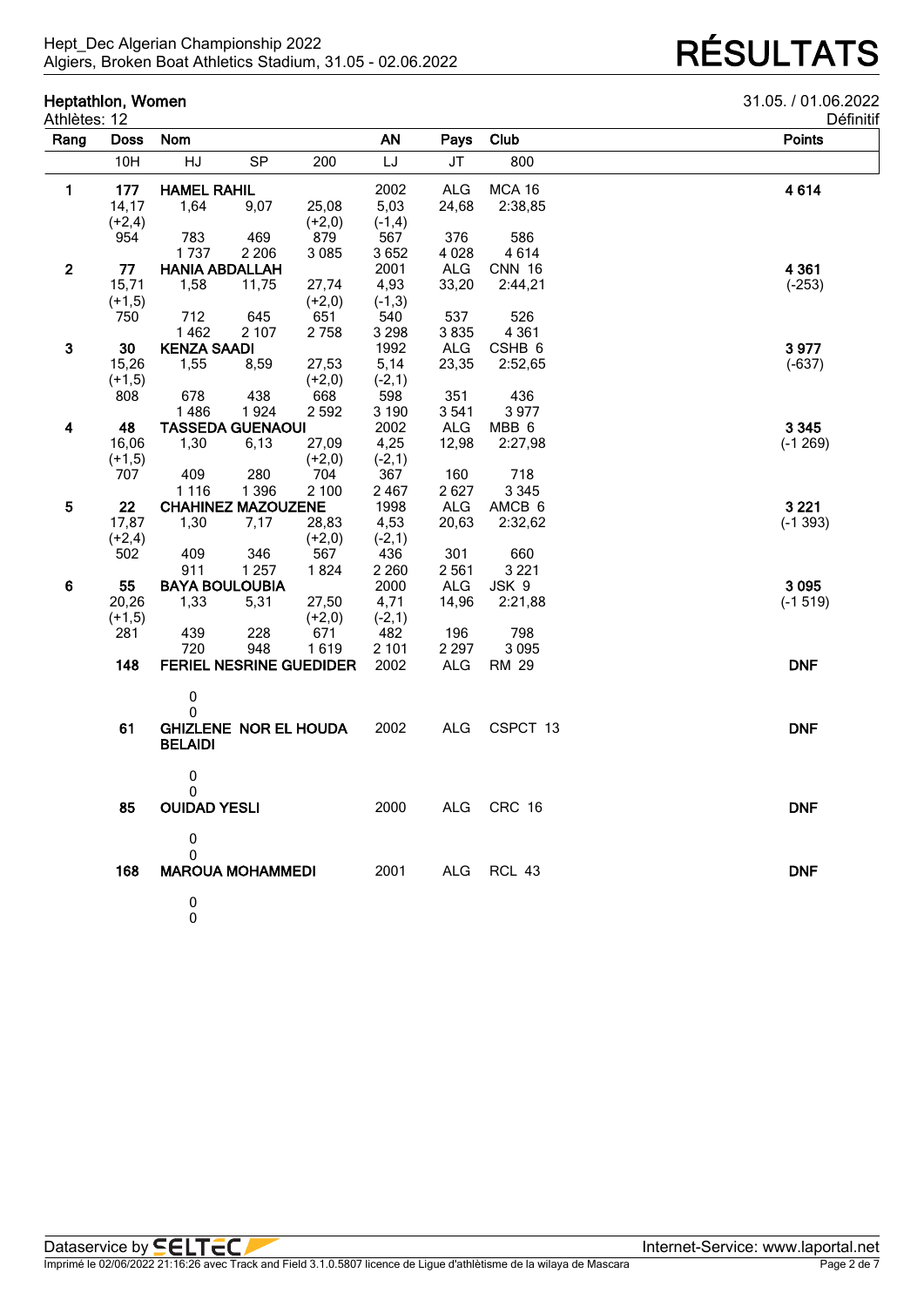Hept_Dec Algerian Championship 2022
Algiers, Broken Boat Athletics Stadium, 31.05 - 02.06.2022

# RÉSULTATS

## Heptathlon, Women

Athlètes: 12

31.05. / 01.06.2022

Définitif

| Rang | Doss | Nom | | | AN | Pays | Club | Points |
|---|---|---|---|---|---|---|---|---|
| | 10H | HJ | SP | 200 | LJ | JT | 800 | |
| **1** | **177** | **HAMEL RAHIL** | | | 2002 | ALG | MCA 16 | **4 614** |
| | 14,17 | 1,64 | 9,07 | 25,08 | 5,03 | 24,68 | 2:38,85 | |
| | (+2,4) | | | (+2,0) | (-1,4) | | | |
| | 954 | 783 | 469 | 879 | 567 | 376 | 586 | |
| | | 1 737 | 2 206 | 3 085 | 3 652 | 4 028 | 4 614 | |
| **2** | **77** | **HANIA ABDALLAH** | | | 2001 | ALG | CNN 16 | **4 361** |
| | 15,71 | 1,58 | 11,75 | 27,74 | 4,93 | 33,20 | 2:44,21 | (-253) |
| | (+1,5) | | | (+2,0) | (-1,3) | | | |
| | 750 | 712 | 645 | 651 | 540 | 537 | 526 | |
| | | 1 462 | 2 107 | 2 758 | 3 298 | 3 835 | 4 361 | |
| **3** | **30** | **KENZA SAADI** | | | 1992 | ALG | CSHB 6 | **3 977** |
| | 15,26 | 1,55 | 8,59 | 27,53 | 5,14 | 23,35 | 2:52,65 | (-637) |
| | (+1,5) | | | (+2,0) | (-2,1) | | | |
| | 808 | 678 | 438 | 668 | 598 | 351 | 436 | |
| | | 1 486 | 1 924 | 2 592 | 3 190 | 3 541 | 3 977 | |
| **4** | **48** | **TASSEDA GUENAOUI** | | | 2002 | ALG | MBB 6 | **3 345** |
| | 16,06 | 1,30 | 6,13 | 27,09 | 4,25 | 12,98 | 2:27,98 | (-1 269) |
| | (+1,5) | | | (+2,0) | (-2,1) | | | |
| | 707 | 409 | 280 | 704 | 367 | 160 | 718 | |
| | | 1 116 | 1 396 | 2 100 | 2 467 | 2 627 | 3 345 | |
| **5** | **22** | **CHAHINEZ MAZOUZENE** | | | 1998 | ALG | AMCB 6 | **3 221** |
| | 17,87 | 1,30 | 7,17 | 28,83 | 4,53 | 20,63 | 2:32,62 | (-1 393) |
| | (+2,4) | | | (+2,0) | (-2,1) | | | |
| | 502 | 409 | 346 | 567 | 436 | 301 | 660 | |
| | | 911 | 1 257 | 1 824 | 2 260 | 2 561 | 3 221 | |
| **6** | **55** | **BAYA BOULOUBIA** | | | 2000 | ALG | JSK 9 | **3 095** |
| | 20,26 | 1,33 | 5,31 | 27,50 | 4,71 | 14,96 | 2:21,88 | (-1 519) |
| | (+1,5) | | | (+2,0) | (-2,1) | | | |
| | 281 | 439 | 228 | 671 | 482 | 196 | 798 | |
| | | 720 | 948 | 1 619 | 2 101 | 2 297 | 3 095 | |
| | **148** | **FERIEL NESRINE GUEDIDER** | | | 2002 | ALG | RM 29 | **DNF** |
| | | 0 | | | | | | |
| | | 0 | | | | | | |
| | **61** | **GHIZLENE NOR EL HOUDA BELAIDI** | | | 2002 | ALG | CSPCT 13 | **DNF** |
| | | 0 | | | | | | |
| | | 0 | | | | | | |
| | **85** | **OUIDAD YESLI** | | | 2000 | ALG | CRC 16 | **DNF** |
| | | 0 | | | | | | |
| | | 0 | | | | | | |
| | **168** | **MAROUA MOHAMMEDI** | | | 2001 | ALG | RCL 43 | **DNF** |
| | | 0 | | | | | | |
| | | 0 | | | | | | |

Dataservice by SELTEC — Internet-Service: www.laportal.net

Imprimé le 02/06/2022 21:16:26 avec Track and Field 3.1.0.5807 licence de Ligue d'athlètisme de la wilaya de Mascara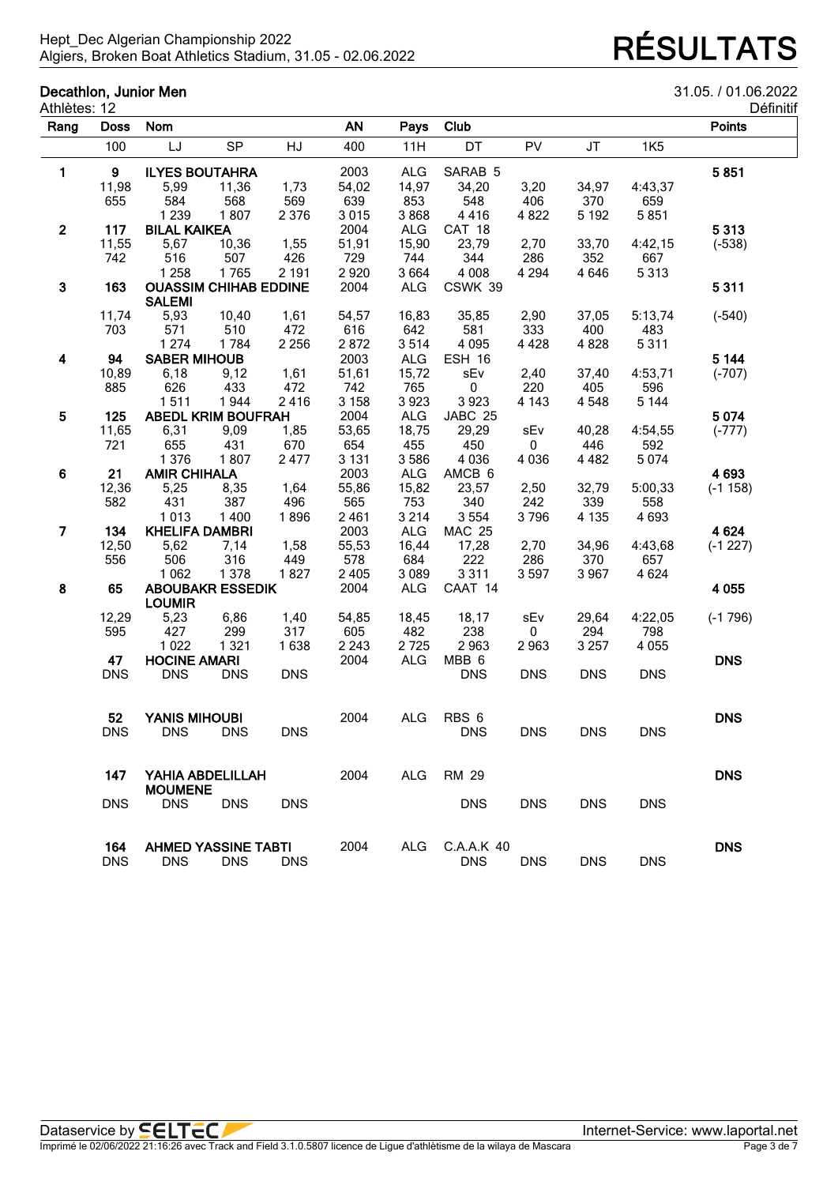Hept_Dec Algerian Championship 2022
Algiers, Broken Boat Athletics Stadium, 31.05 - 02.06.2022

# RÉSULTATS

## Decathlon, Junior Men

31.05. / 01.06.2022

Athlètes: 12

Définitif

| Rang | Doss | Nom | | | AN | Pays | Club | | | | Points |
|---|---|---|---|---|---|---|---|---|---|---|---|
| | 100 | LJ | SP | HJ | 400 | 11H | DT | PV | JT | 1K5 | |
| **1** | **9** | **ILYES BOUTAHRA** | | | 2003 | ALG | SARAB 5 | | | | **5 851** |
| | 11,98 | 5,99 | 11,36 | 1,73 | 54,02 | 14,97 | 34,20 | 3,20 | 34,97 | 4:43,37 | |
| | 655 | 584 | 568 | 569 | 639 | 853 | 548 | 406 | 370 | 659 | |
| | | 1 239 | 1 807 | 2 376 | 3 015 | 3 868 | 4 416 | 4 822 | 5 192 | 5 851 | |
| **2** | **117** | **BILAL KAIKEA** | | | 2004 | ALG | CAT 18 | | | | **5 313** |
| | 11,55 | 5,67 | 10,36 | 1,55 | 51,91 | 15,90 | 23,79 | 2,70 | 33,70 | 4:42,15 | (-538) |
| | 742 | 516 | 507 | 426 | 729 | 744 | 344 | 286 | 352 | 667 | |
| | | 1 258 | 1 765 | 2 191 | 2 920 | 3 664 | 4 008 | 4 294 | 4 646 | 5 313 | |
| **3** | **163** | **OUASSIM CHIHAB EDDINE SALEMI** | | | 2004 | ALG | CSWK 39 | | | | **5 311** |
| | 11,74 | 5,93 | 10,40 | 1,61 | 54,57 | 16,83 | 35,85 | 2,90 | 37,05 | 5:13,74 | (-540) |
| | 703 | 571 | 510 | 472 | 616 | 642 | 581 | 333 | 400 | 483 | |
| | | 1 274 | 1 784 | 2 256 | 2 872 | 3 514 | 4 095 | 4 428 | 4 828 | 5 311 | |
| **4** | **94** | **SABER MIHOUB** | | | 2003 | ALG | ESH 16 | | | | **5 144** |
| | 10,89 | 6,18 | 9,12 | 1,61 | 51,61 | 15,72 | sEv | 2,40 | 37,40 | 4:53,71 | (-707) |
| | 885 | 626 | 433 | 472 | 742 | 765 | 0 | 220 | 405 | 596 | |
| | | 1 511 | 1 944 | 2 416 | 3 158 | 3 923 | 3 923 | 4 143 | 4 548 | 5 144 | |
| **5** | **125** | **ABEDL KRIM BOUFRAH** | | | 2004 | ALG | JABC 25 | | | | **5 074** |
| | 11,65 | 6,31 | 9,09 | 1,85 | 53,65 | 18,75 | 29,29 | sEv | 40,28 | 4:54,55 | (-777) |
| | 721 | 655 | 431 | 670 | 654 | 455 | 450 | 0 | 446 | 592 | |
| | | 1 376 | 1 807 | 2 477 | 3 131 | 3 586 | 4 036 | 4 036 | 4 482 | 5 074 | |
| **6** | **21** | **AMIR CHIHALA** | | | 2003 | ALG | AMCB 6 | | | | **4 693** |
| | 12,36 | 5,25 | 8,35 | 1,64 | 55,86 | 15,82 | 23,57 | 2,50 | 32,79 | 5:00,33 | (-1 158) |
| | 582 | 431 | 387 | 496 | 565 | 753 | 340 | 242 | 339 | 558 | |
| | | 1 013 | 1 400 | 1 896 | 2 461 | 3 214 | 3 554 | 3 796 | 4 135 | 4 693 | |
| **7** | **134** | **KHELIFA DAMBRI** | | | 2003 | ALG | MAC 25 | | | | **4 624** |
| | 12,50 | 5,62 | 7,14 | 1,58 | 55,53 | 16,44 | 17,28 | 2,70 | 34,96 | 4:43,68 | (-1 227) |
| | 556 | 506 | 316 | 449 | 578 | 684 | 222 | 286 | 370 | 657 | |
| | | 1 062 | 1 378 | 1 827 | 2 405 | 3 089 | 3 311 | 3 597 | 3 967 | 4 624 | |
| **8** | **65** | **ABOUBAKR ESSEDIK LOUMIR** | | | 2004 | ALG | CAAT 14 | | | | **4 055** |
| | 12,29 | 5,23 | 6,86 | 1,40 | 54,85 | 18,45 | 18,17 | sEv | 29,64 | 4:22,05 | (-1 796) |
| | 595 | 427 | 299 | 317 | 605 | 482 | 238 | 0 | 294 | 798 | |
| | | 1 022 | 1 321 | 1 638 | 2 243 | 2 725 | 2 963 | 2 963 | 3 257 | 4 055 | |
| | **47** | **HOCINE AMARI** | | | 2004 | ALG | MBB 6 | | | | **DNS** |
| | DNS | DNS | DNS | DNS | | | DNS | DNS | DNS | DNS | |
| | **52** | **YANIS MIHOUBI** | | | 2004 | ALG | RBS 6 | | | | **DNS** |
| | DNS | DNS | DNS | DNS | | | DNS | DNS | DNS | DNS | |
| | **147** | **YAHIA ABDELLILAH MOUMENE** | | | 2004 | ALG | RM 29 | | | | **DNS** |
| | DNS | DNS | DNS | DNS | | | DNS | DNS | DNS | DNS | |
| | **164** | **AHMED YASSINE TABTI** | | | 2004 | ALG | C.A.A.K 40 | | | | **DNS** |
| | DNS | DNS | DNS | DNS | | | DNS | DNS | DNS | DNS | |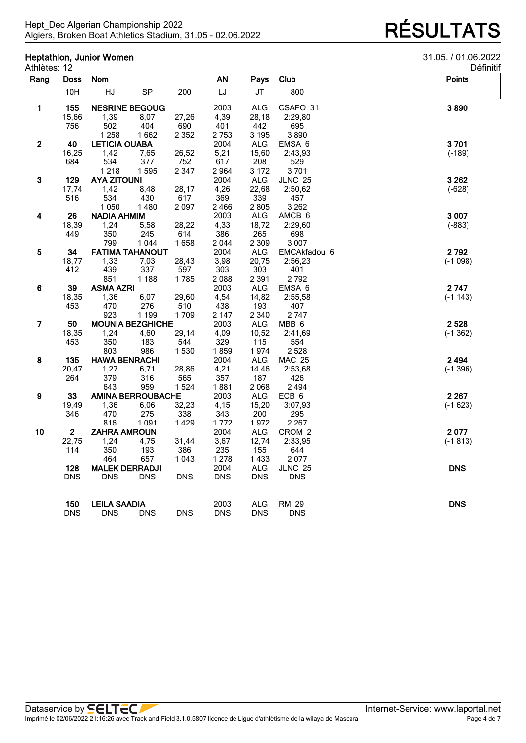Hept_Dec Algerian Championship 2022
Algiers, Broken Boat Athletics Stadium, 31.05 - 02.06.2022

# RÉSULTATS

## Heptathlon, Junior Women

31.05. / 01.06.2022

Athlètes: 12

Définitif

| Rang | Doss | Nom | | | AN | Pays | Club | Points |
|---|---|---|---|---|---|---|---|---|
| | 10H | HJ | SP | 200 | LJ | JT | 800 | |
| **1** | **155** | **NESRINE BEGOUG** | | | 2003 | ALG | CSAFO 31 | **3 890** |
| | 15,66 | 1,39 | 8,07 | 27,26 | 4,39 | 28,18 | 2:29,80 | |
| | 756 | 502 | 404 | 690 | 401 | 442 | 695 | |
| | | 1 258 | 1 662 | 2 352 | 2 753 | 3 195 | 3 890 | |
| **2** | **40** | **LETICIA OUABA** | | | 2004 | ALG | EMSA 6 | **3 701** |
| | 16,25 | 1,42 | 7,65 | 26,52 | 5,21 | 15,60 | 2:43,93 | (-189) |
| | 684 | 534 | 377 | 752 | 617 | 208 | 529 | |
| | | 1 218 | 1 595 | 2 347 | 2 964 | 3 172 | 3 701 | |
| **3** | **129** | **AYA ZITOUNI** | | | 2004 | ALG | JLNC 25 | **3 262** |
| | 17,74 | 1,42 | 8,48 | 28,17 | 4,26 | 22,68 | 2:50,62 | (-628) |
| | 516 | 534 | 430 | 617 | 369 | 339 | 457 | |
| | | 1 050 | 1 480 | 2 097 | 2 466 | 2 805 | 3 262 | |
| **4** | **26** | **NADIA AHMIM** | | | 2003 | ALG | AMCB 6 | **3 007** |
| | 18,39 | 1,24 | 5,58 | 28,22 | 4,33 | 18,72 | 2:29,60 | (-883) |
| | 449 | 350 | 245 | 614 | 386 | 265 | 698 | |
| | | 799 | 1 044 | 1 658 | 2 044 | 2 309 | 3 007 | |
| **5** | **34** | **FATIMA TAHANOUT** | | | 2004 | ALG | EMCAkfadou 6 | **2 792** |
| | 18,77 | 1,33 | 7,03 | 28,43 | 3,98 | 20,75 | 2:56,23 | (-1 098) |
| | 412 | 439 | 337 | 597 | 303 | 303 | 401 | |
| | | 851 | 1 188 | 1 785 | 2 088 | 2 391 | 2 792 | |
| **6** | **39** | **ASMA AZRI** | | | 2003 | ALG | EMSA 6 | **2 747** |
| | 18,35 | 1,36 | 6,07 | 29,60 | 4,54 | 14,82 | 2:55,58 | (-1 143) |
| | 453 | 470 | 276 | 510 | 438 | 193 | 407 | |
| | | 923 | 1 199 | 1 709 | 2 147 | 2 340 | 2 747 | |
| **7** | **50** | **MOUNIA BEZGHICHE** | | | 2003 | ALG | MBB 6 | **2 528** |
| | 18,35 | 1,24 | 4,60 | 29,14 | 4,09 | 10,52 | 2:41,69 | (-1 362) |
| | 453 | 350 | 183 | 544 | 329 | 115 | 554 | |
| | | 803 | 986 | 1 530 | 1 859 | 1 974 | 2 528 | |
| **8** | **135** | **HAWA BENRACHI** | | | 2004 | ALG | MAC 25 | **2 494** |
| | 20,47 | 1,27 | 6,71 | 28,86 | 4,21 | 14,46 | 2:53,68 | (-1 396) |
| | 264 | 379 | 316 | 565 | 357 | 187 | 426 | |
| | | 643 | 959 | 1 524 | 1 881 | 2 068 | 2 494 | |
| **9** | **33** | **AMINA BERROUBACHE** | | | 2003 | ALG | ECB 6 | **2 267** |
| | 19,49 | 1,36 | 6,06 | 32,23 | 4,15 | 15,20 | 3:07,93 | (-1 623) |
| | 346 | 470 | 275 | 338 | 343 | 200 | 295 | |
| | | 816 | 1 091 | 1 429 | 1 772 | 1 972 | 2 267 | |
| **10** | **2** | **ZAHRA AMROUN** | | | 2004 | ALG | CROM 2 | **2 077** |
| | 22,75 | 1,24 | 4,75 | 31,44 | 3,67 | 12,74 | 2:33,95 | (-1 813) |
| | 114 | 350 | 193 | 386 | 235 | 155 | 644 | |
| | | 464 | 657 | 1 043 | 1 278 | 1 433 | 2 077 | |
| | **128** | **MALEK DERRADJI** | | | 2004 | ALG | JLNC 25 | **DNS** |
| | DNS | DNS | DNS | DNS | DNS | DNS | DNS | |
| | **150** | **LEILA SAADIA** | | | 2003 | ALG | RM 29 | **DNS** |
| | DNS | DNS | DNS | DNS | DNS | DNS | DNS | |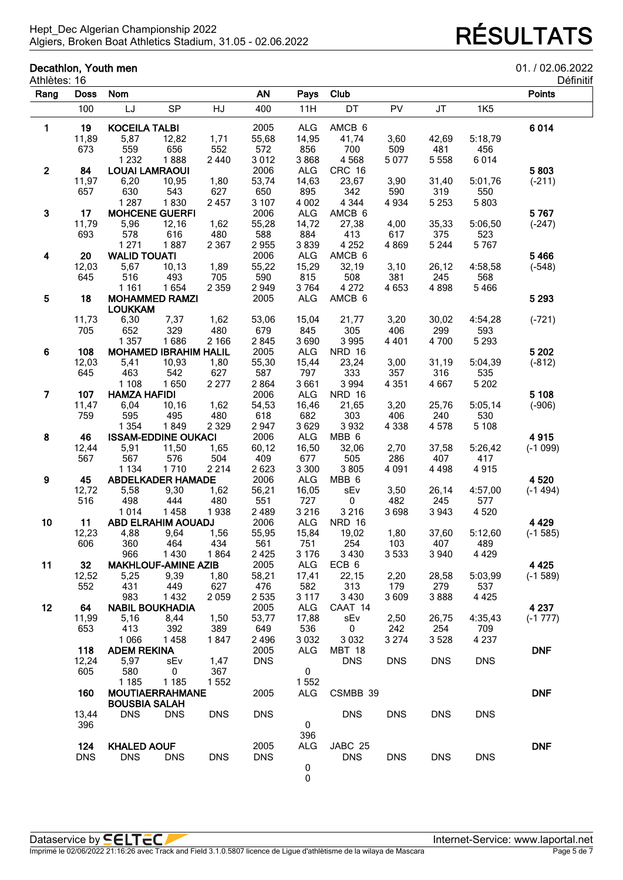Hept_Dec Algerian Championship 2022
Algiers, Broken Boat Athletics Stadium, 31.05 - 02.06.2022

# RÉSULTATS

## Decathlon, Youth men

01. / 02.06.2022

Athlètes: 16

Définitif

| Rang | Doss | Nom | | | AN | Pays | Club | | | | Points |
|---|---|---|---|---|---|---|---|---|---|---|---|
| | 100 | LJ | SP | HJ | 400 | 11H | DT | PV | JT | 1K5 | |
| 1 | 19 | KOCEILA TALBI | | | 2005 | ALG | AMCB 6 | | | | 6 014 |
| | 11,89 | 5,87 | 12,82 | 1,71 | 55,68 | 14,95 | 41,74 | 3,60 | 42,69 | 5:18,79 | |
| | 673 | 559 | 656 | 552 | 572 | 856 | 700 | 509 | 481 | 456 | |
| | | 1 232 | 1 888 | 2 440 | 3 012 | 3 868 | 4 568 | 5 077 | 5 558 | 6 014 | |
| 2 | 84 | LOUAI LAMRAOUI | | | 2006 | ALG | CRC 16 | | | | 5 803 |
| | 11,97 | 6,20 | 10,95 | 1,80 | 53,74 | 14,63 | 23,67 | 3,90 | 31,40 | 5:01,76 | (-211) |
| | 657 | 630 | 543 | 627 | 650 | 895 | 342 | 590 | 319 | 550 | |
| | | 1 287 | 1 830 | 2 457 | 3 107 | 4 002 | 4 344 | 4 934 | 5 253 | 5 803 | |
| 3 | 17 | MOHCENE GUERFI | | | 2006 | ALG | AMCB 6 | | | | 5 767 |
| | 11,79 | 5,96 | 12,16 | 1,62 | 55,28 | 14,72 | 27,38 | 4,00 | 35,33 | 5:06,50 | (-247) |
| | 693 | 578 | 616 | 480 | 588 | 884 | 413 | 617 | 375 | 523 | |
| | | 1 271 | 1 887 | 2 367 | 2 955 | 3 839 | 4 252 | 4 869 | 5 244 | 5 767 | |
| 4 | 20 | WALID TOUATI | | | 2006 | ALG | AMCB 6 | | | | 5 466 |
| | 12,03 | 5,67 | 10,13 | 1,89 | 55,22 | 15,29 | 32,19 | 3,10 | 26,12 | 4:58,58 | (-548) |
| | 645 | 516 | 493 | 705 | 590 | 815 | 508 | 381 | 245 | 568 | |
| | | 1 161 | 1 654 | 2 359 | 2 949 | 3 764 | 4 272 | 4 653 | 4 898 | 5 466 | |
| 5 | 18 | MOHAMMED RAMZI LOUKKAM | | | 2005 | ALG | AMCB 6 | | | | 5 293 |
| | 11,73 | 6,30 | 7,37 | 1,62 | 53,06 | 15,04 | 21,77 | 3,20 | 30,02 | 4:54,28 | (-721) |
| | 705 | 652 | 329 | 480 | 679 | 845 | 305 | 406 | 299 | 593 | |
| | | 1 357 | 1 686 | 2 166 | 2 845 | 3 690 | 3 995 | 4 401 | 4 700 | 5 293 | |
| 6 | 108 | MOHAMED IBRAHIM HALIL | | | 2005 | ALG | NRD 16 | | | | 5 202 |
| | 12,03 | 5,41 | 10,93 | 1,80 | 55,30 | 15,44 | 23,24 | 3,00 | 31,19 | 5:04,39 | (-812) |
| | 645 | 463 | 542 | 627 | 587 | 797 | 333 | 357 | 316 | 535 | |
| | | 1 108 | 1 650 | 2 277 | 2 864 | 3 661 | 3 994 | 4 351 | 4 667 | 5 202 | |
| 7 | 107 | HAMZA HAFIDI | | | 2006 | ALG | NRD 16 | | | | 5 108 |
| | 11,47 | 6,04 | 10,16 | 1,62 | 54,53 | 16,46 | 21,65 | 3,20 | 25,76 | 5:05,14 | (-906) |
| | 759 | 595 | 495 | 480 | 618 | 682 | 303 | 406 | 240 | 530 | |
| | | 1 354 | 1 849 | 2 329 | 2 947 | 3 629 | 3 932 | 4 338 | 4 578 | 5 108 | |
| 8 | 46 | ISSAM-EDDINE OUKACI | | | 2006 | ALG | MBB 6 | | | | 4 915 |
| | 12,44 | 5,91 | 11,50 | 1,65 | 60,12 | 16,50 | 32,06 | 2,70 | 37,58 | 5:26,42 | (-1 099) |
| | 567 | 567 | 576 | 504 | 409 | 677 | 505 | 286 | 407 | 417 | |
| | | 1 134 | 1 710 | 2 214 | 2 623 | 3 300 | 3 805 | 4 091 | 4 498 | 4 915 | |
| 9 | 45 | ABDELKADER HAMADE | | | 2006 | ALG | MBB 6 | | | | 4 520 |
| | 12,72 | 5,58 | 9,30 | 1,62 | 56,21 | 16,05 | sEv | 3,50 | 26,14 | 4:57,00 | (-1 494) |
| | 516 | 498 | 444 | 480 | 551 | 727 | 0 | 482 | 245 | 577 | |
| | | 1 014 | 1 458 | 1 938 | 2 489 | 3 216 | 3 216 | 3 698 | 3 943 | 4 520 | |
| 10 | 11 | ABD ELRAHIM AOUADJ | | | 2006 | ALG | NRD 16 | | | | 4 429 |
| | 12,23 | 4,88 | 9,64 | 1,56 | 55,95 | 15,84 | 19,02 | 1,80 | 37,60 | 5:12,60 | (-1 585) |
| | 606 | 360 | 464 | 434 | 561 | 751 | 254 | 103 | 407 | 489 | |
| | | 966 | 1 430 | 1 864 | 2 425 | 3 176 | 3 430 | 3 533 | 3 940 | 4 429 | |
| 11 | 32 | MAKHLOUF-AMINE AZIB | | | 2005 | ALG | ECB 6 | | | | 4 425 |
| | 12,52 | 5,25 | 9,39 | 1,80 | 58,21 | 17,41 | 22,15 | 2,20 | 28,58 | 5:03,99 | (-1 589) |
| | 552 | 431 | 449 | 627 | 476 | 582 | 313 | 179 | 279 | 537 | |
| | | 983 | 1 432 | 2 059 | 2 535 | 3 117 | 3 430 | 3 609 | 3 888 | 4 425 | |
| 12 | 64 | NABIL BOUKHADIA | | | 2005 | ALG | CAAT 14 | | | | 4 237 |
| | 11,99 | 5,16 | 8,44 | 1,50 | 53,77 | 17,88 | sEv | 2,50 | 26,75 | 4:35,43 | (-1 777) |
| | 653 | 413 | 392 | 389 | 649 | 536 | 0 | 242 | 254 | 709 | |
| | | 1 066 | 1 458 | 1 847 | 2 496 | 3 032 | 3 032 | 3 274 | 3 528 | 4 237 | |
| | 118 | ADEM REKINA | | | 2005 | ALG | MBT 18 | | | | DNF |
| | 12,24 | 5,97 | sEv | 1,47 | DNS | | DNS | DNS | DNS | DNS | |
| | 605 | 580 | 0 | 367 | | 0 | | | | | |
| | | 1 185 | 1 185 | 1 552 | | 1 552 | | | | | |
| | 160 | MOUTIAERRAHMANE BOUSBIA SALAH | | | 2005 | ALG | CSMBB 39 | | | | DNF |
| | 13,44 | DNS | DNS | DNS | DNS | | DNS | DNS | DNS | DNS | |
| | 396 | | | | | 0 | | | | | |
| | | | | | | 396 | | | | | |
| | 124 | KHALED AOUF | | | 2005 | ALG | JABC 25 | | | | DNF |
| | DNS | DNS | DNS | DNS | DNS | | DNS | DNS | DNS | DNS | |
| | | | | | | 0 | | | | | |
| | | | | | | 0 | | | | | |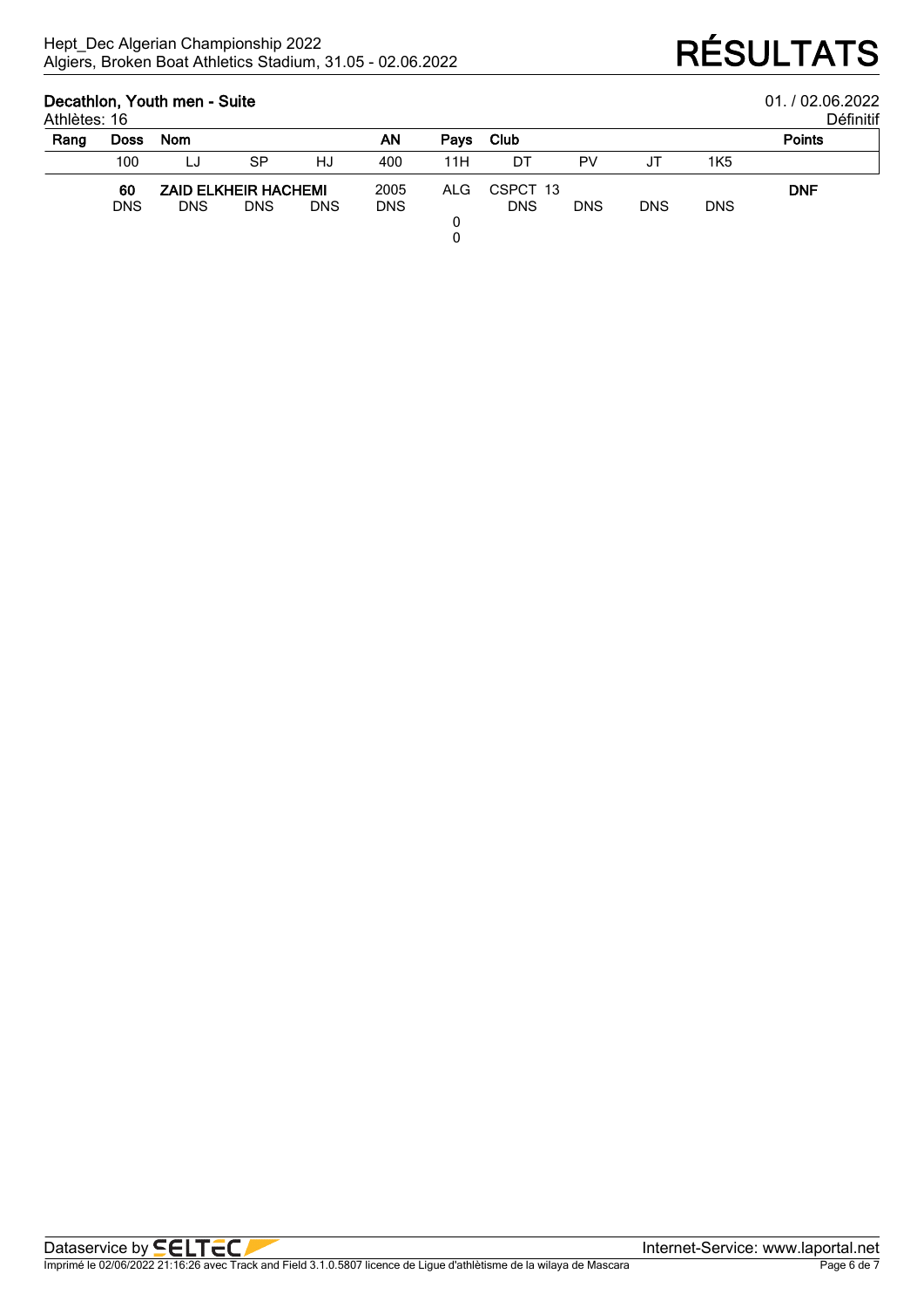Hept_Dec Algerian Championship 2022
Algiers, Broken Boat Athletics Stadium, 31.05 - 02.06.2022

# RÉSULTATS

## Decathlon, Youth men - Suite

01. / 02.06.2022

Athlètes: 16

Définitif

| Rang | Doss | Nom | | | AN | Pays | Club | | | | Points |
|---|---|---|---|---|---|---|---|---|---|---|---|
| | 100 | LJ | SP | HJ | 400 | 11H | DT | PV | JT | 1K5 | |
| | **60** | **ZAID ELKHEIR HACHEMI** | | | 2005 | ALG | CSPCT 13 | | | | **DNF** |
| | DNS | DNS | DNS | DNS | DNS | | DNS | DNS | DNS | DNS | |
| | | | | | | 0 | | | | | |
| | | | | | | 0 | | | | | |

Dataservice by SELTEC

Internet-Service: www.laportal.net

Imprimé le 02/06/2022 21:16:26 avec Track and Field 3.1.0.5807 licence de Ligue d'athlètisme de la wilaya de Mascara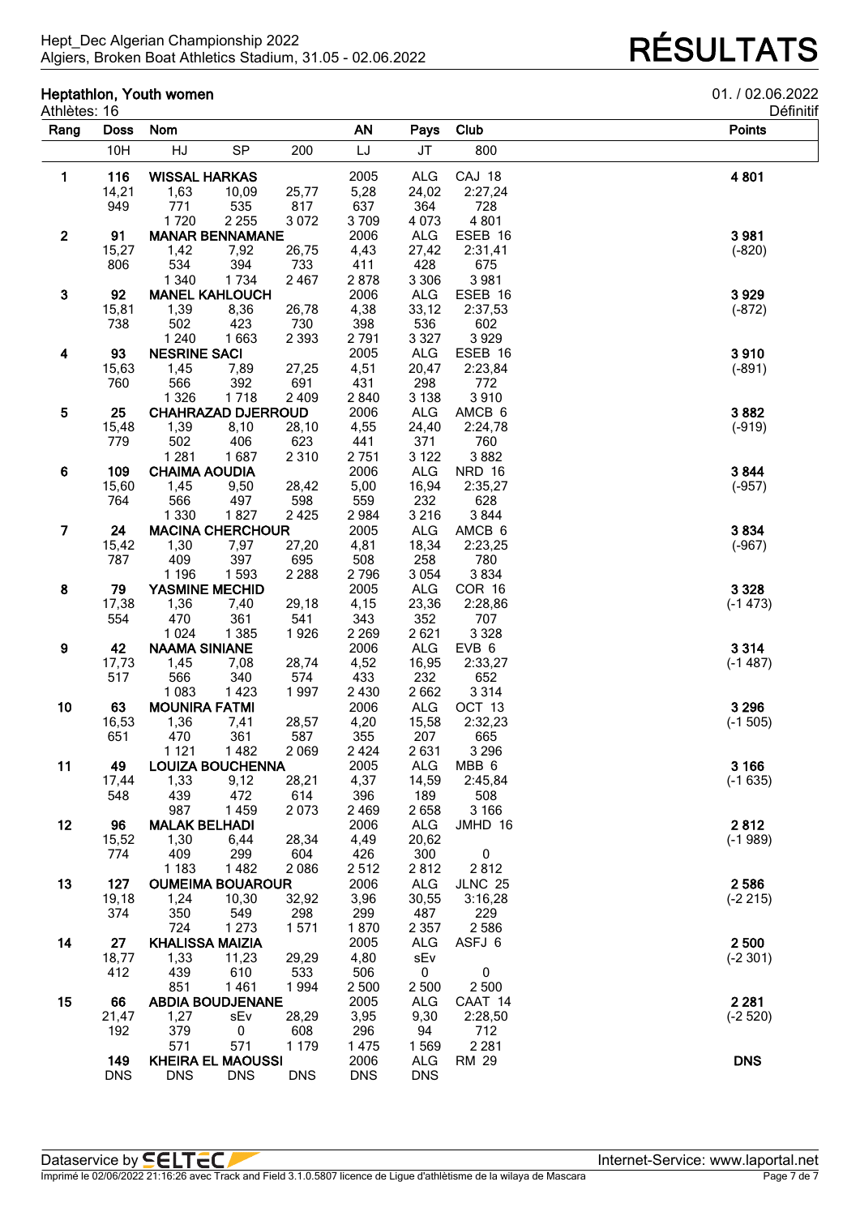Hept_Dec Algerian Championship 2022
Algiers, Broken Boat Athletics Stadium, 31.05 - 02.06.2022

# RÉSULTATS

## Heptathlon, Youth women

01. / 02.06.2022

Athlètes: 16

Définitif

| Rang | Doss | Nom | | | AN | Pays | Club | Points |
|---|---|---|---|---|---|---|---|---|
| | 10H | HJ | SP | 200 | LJ | JT | 800 | |
| 1 | 116 | WISSAL HARKAS | | | 2005 | ALG | CAJ 18 | 4 801 |
| | 14,21 | 1,63 | 10,09 | 25,77 | 5,28 | 24,02 | 2:27,24 | |
| | 949 | 771 | 535 | 817 | 637 | 364 | 728 | |
| | | 1 720 | 2 255 | 3 072 | 3 709 | 4 073 | 4 801 | |
| 2 | 91 | MANAR BENNAMANE | | | 2006 | ALG | ESEB 16 | 3 981 |
| | 15,27 | 1,42 | 7,92 | 26,75 | 4,43 | 27,42 | 2:31,41 | (-820) |
| | 806 | 534 | 394 | 733 | 411 | 428 | 675 | |
| | | 1 340 | 1 734 | 2 467 | 2 878 | 3 306 | 3 981 | |
| 3 | 92 | MANEL KAHLOUCH | | | 2006 | ALG | ESEB 16 | 3 929 |
| | 15,81 | 1,39 | 8,36 | 26,78 | 4,38 | 33,12 | 2:37,53 | (-872) |
| | 738 | 502 | 423 | 730 | 398 | 536 | 602 | |
| | | 1 240 | 1 663 | 2 393 | 2 791 | 3 327 | 3 929 | |
| 4 | 93 | NESRINE SACI | | | 2005 | ALG | ESEB 16 | 3 910 |
| | 15,63 | 1,45 | 7,89 | 27,25 | 4,51 | 20,47 | 2:23,84 | (-891) |
| | 760 | 566 | 392 | 691 | 431 | 298 | 772 | |
| | | 1 326 | 1 718 | 2 409 | 2 840 | 3 138 | 3 910 | |
| 5 | 25 | CHAHRAZAD DJERROUD | | | 2006 | ALG | AMCB 6 | 3 882 |
| | 15,48 | 1,39 | 8,10 | 28,10 | 4,55 | 24,40 | 2:24,78 | (-919) |
| | 779 | 502 | 406 | 623 | 441 | 371 | 760 | |
| | | 1 281 | 1 687 | 2 310 | 2 751 | 3 122 | 3 882 | |
| 6 | 109 | CHAIMA AOUDIA | | | 2006 | ALG | NRD 16 | 3 844 |
| | 15,60 | 1,45 | 9,50 | 28,42 | 5,00 | 16,94 | 2:35,27 | (-957) |
| | 764 | 566 | 497 | 598 | 559 | 232 | 628 | |
| | | 1 330 | 1 827 | 2 425 | 2 984 | 3 216 | 3 844 | |
| 7 | 24 | MACINA CHERCHOUR | | | 2005 | ALG | AMCB 6 | 3 834 |
| | 15,42 | 1,30 | 7,97 | 27,20 | 4,81 | 18,34 | 2:23,25 | (-967) |
| | 787 | 409 | 397 | 695 | 508 | 258 | 780 | |
| | | 1 196 | 1 593 | 2 288 | 2 796 | 3 054 | 3 834 | |
| 8 | 79 | YASMINE MECHID | | | 2005 | ALG | COR 16 | 3 328 |
| | 17,38 | 1,36 | 7,40 | 29,18 | 4,15 | 23,36 | 2:28,86 | (-1 473) |
| | 554 | 470 | 361 | 541 | 343 | 352 | 707 | |
| | | 1 024 | 1 385 | 1 926 | 2 269 | 2 621 | 3 328 | |
| 9 | 42 | NAAMA SINIANE | | | 2006 | ALG | EVB 6 | 3 314 |
| | 17,73 | 1,45 | 7,08 | 28,74 | 4,52 | 16,95 | 2:33,27 | (-1 487) |
| | 517 | 566 | 340 | 574 | 433 | 232 | 652 | |
| | | 1 083 | 1 423 | 1 997 | 2 430 | 2 662 | 3 314 | |
| 10 | 63 | MOUNIRA FATMI | | | 2006 | ALG | OCT 13 | 3 296 |
| | 16,53 | 1,36 | 7,41 | 28,57 | 4,20 | 15,58 | 2:32,23 | (-1 505) |
| | 651 | 470 | 361 | 587 | 355 | 207 | 665 | |
| | | 1 121 | 1 482 | 2 069 | 2 424 | 2 631 | 3 296 | |
| 11 | 49 | LOUIZA BOUCHENNA | | | 2005 | ALG | MBB 6 | 3 166 |
| | 17,44 | 1,33 | 9,12 | 28,21 | 4,37 | 14,59 | 2:45,84 | (-1 635) |
| | 548 | 439 | 472 | 614 | 396 | 189 | 508 | |
| | | 987 | 1 459 | 2 073 | 2 469 | 2 658 | 3 166 | |
| 12 | 96 | MALAK BELHADI | | | 2006 | ALG | JMHD 16 | 2 812 |
| | 15,52 | 1,30 | 6,44 | 28,34 | 4,49 | 20,62 | | (-1 989) |
| | 774 | 409 | 299 | 604 | 426 | 300 | 0 | |
| | | 1 183 | 1 482 | 2 086 | 2 512 | 2 812 | 2 812 | |
| 13 | 127 | OUMEIMA BOUAROUR | | | 2006 | ALG | JLNC 25 | 2 586 |
| | 19,18 | 1,24 | 10,30 | 32,92 | 3,96 | 30,55 | 3:16,28 | (-2 215) |
| | 374 | 350 | 549 | 298 | 299 | 487 | 229 | |
| | | 724 | 1 273 | 1 571 | 1 870 | 2 357 | 2 586 | |
| 14 | 27 | KHALISSA MAIZIA | | | 2005 | ALG | ASFJ 6 | 2 500 |
| | 18,77 | 1,33 | 11,23 | 29,29 | 4,80 | sEv | | (-2 301) |
| | 412 | 439 | 610 | 533 | 506 | 0 | 0 | |
| | | 851 | 1 461 | 1 994 | 2 500 | 2 500 | 2 500 | |
| 15 | 66 | ABDIA BOUDJENANE | | | 2005 | ALG | CAAT 14 | 2 281 |
| | 21,47 | 1,27 | sEv | 28,29 | 3,95 | 9,30 | 2:28,50 | (-2 520) |
| | 192 | 379 | 0 | 608 | 296 | 94 | 712 | |
| | | 571 | 571 | 1 179 | 1 475 | 1 569 | 2 281 | |
| | 149 | KHEIRA EL MAOUSSI | | | 2006 | ALG | RM 29 | DNS |
| | DNS | DNS | DNS | DNS | DNS | DNS | | |

Dataservice by SELTEC — Internet-Service: www.laportal.net

Imprimé le 02/06/2022 21:16:26 avec Track and Field 3.1.0.5807 licence de Ligue d'athlétisme de la wilaya de Mascara